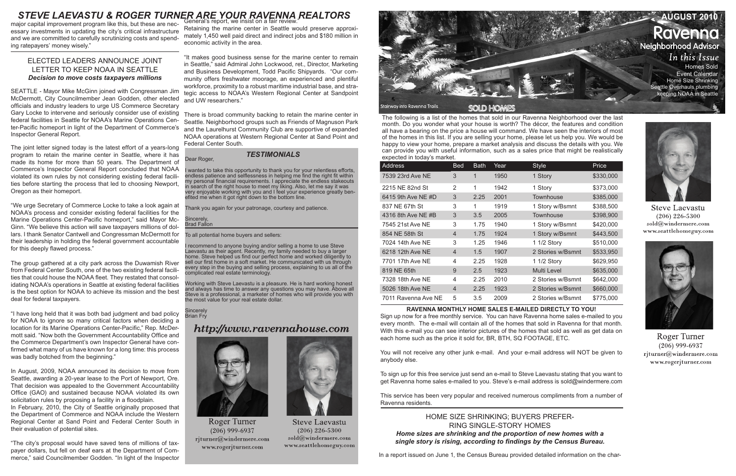# STEVE LAEVASTU & ROGER TURNER ARE YOUR RAVENNA REALTORS

major capital improvement program like this, but these are necessary investments in updating the city's critical infrastructure and we are committed to carefully scrutinizing costs and spending ratepayers' money wisely."

## ELECTED LEADERS ANNOUNCE JOINT LETTER TO KEEP NOAA IN SEATTLE

***Decision to move costs taxpayers millions***

SEATTLE - Mayor Mike McGinn joined with Congressman Jim McDermott, City Councilmember Jean Godden, other elected officials and industry leaders to urge US Commerce Secretary Gary Locke to intervene and seriously consider use of existing federal facilities in Seattle for NOAA's Marine Operations Center-Pacific homeport in light of the Department of Commerce's Inspector General Report.

The joint letter signed today is the latest effort of a years-long program to retain the marine center in Seattle, where it has made its home for more than 50 years. The Department of Commerce's Inspector General Report concluded that NOAA violated its own rules by not considering existing federal facilities before starting the process that led to choosing Newport, Oregon as their homeport.

"We urge Secretary of Commerce Locke to take a look again at NOAA's process and consider existing federal facilities for the Marine Operations Center-Pacific homeport," said Mayor McGinn. "We believe this action will save taxpayers millions of dollars. I thank Senator Cantwell and Congressman McDermott for their leadership in holding the federal government accountable for this deeply flawed process."

The group gathered at a city park across the Duwamish River from Federal Center South, one of the two existing federal facilities that could house the NOAA fleet. They restated that consolidating NOAA's operations in Seattle at existing federal facilities is the best option for NOAA to achieve its mission and the best deal for federal taxpayers.

"I have long held that it was both bad judgment and bad policy for NOAA to ignore so many critical factors when deciding a location for its Marine Operations Center-Pacific," Rep. McDermott said. "Now both the Government Accountability Office and the Commerce Department's own Inspector General have confirmed what many of us have known for a long time: this process was badly botched from the beginning."

In August, 2009, NOAA announced its decision to move from Seattle, awarding a 20-year lease to the Port of Newport, Ore. That decision was appealed to the Government Accountability Office (GAO) and sustained because NOAA violated its own solicitation rules by proposing a facility in a floodplain.

In February, 2010, the City of Seattle originally proposed that the Department of Commerce and NOAA include the Western Regional Center at Sand Point and Federal Center South in their evaluation of potential sites.

"The city's proposal would have saved tens of millions of taxpayer dollars, but fell on deaf ears at the Department of Commerce," said Councilmember Godden. "In light of the Inspector General's report, we insist on a fair review."

Retaining the marine center in Seattle would preserve approximately 1,450 well paid direct and indirect jobs and $180 million in economic activity in the area.

"It makes good business sense for the marine center to remain in Seattle," said Admiral John Lockwood, ret., Director, Marketing and Business Development, Todd Pacific Shipyards. "Our community offers freshwater moorage, an experienced and plentiful workforce, proximity to a robust maritime industrial base, and strategic access to NOAA's Western Regional Center at Sandpoint and UW researchers."

There is broad community backing to retain the marine center in Seattle. Neighborhood groups such as Friends of Magnuson Park and the Laurelhurst Community Club are supportive of expanded NOAA operations at Western Regional Center at Sand Point and Federal Center South.

## *TESTIMONIALS*

Dear Roger,

I wanted to take this opportunity to thank you for your relentless efforts, endless patience and selflessness in helping me find the right fit within my personal financial requirements. I appreciate the endless stakeouts in search of the right house to meet my liking. Also, let me say it was very enjoyable working with you and I feel your experience greatly benefited me when it got right down to the bottom line.

Thank you again for your patronage, courtesy and patience.

Sincerely,
Brad Fallon

To all potential home buyers and sellers:

I recommend to anyone buying and/or selling a home to use Steve Laevastu as their agent. Recently, my family needed to buy a larger home. Steve helped us find our perfect home and worked diligently to sell our first home in a soft market. He communicated with us through every step in the buying and selling process, explaining to us all of the complicated real estate terminology.

Working with Steve Laevastu is a pleasure. He is hard working honest and always has time to answer any questions you may have. Above all Steve is a professional, a marketer of homes who will provide you with the most value for your real estate dollar.

Sincerely
Brian Fry

*http://www.ravennahouse.com*

Roger Turner
(206) 999-6937
rjturner@windermere.com
www.rogerjturner.com

Steve Laevastu
(206) 226-5300
sold@windermere.com
www.seattlehomeguy.com

**AUGUST 2010**

# Ravenna Neighborhood Advisor

*In this Issue*

- Homes Sold
- Event Calendar
- Home Size Shrinking
- Seattle Overhauls plumbing
- keeping NOAA in Seattle

Stairway into Ravenna Trails

## SOLD HOMES

The following is a list of the homes that sold in our Ravenna Neighborhood over the last month. Do you wonder what your house is worth? The décor, the features and condition all have a bearing on the price a house will command. We have seen the interiors of most of the homes in this list. If you are selling your home, please let us help you. We would be happy to view your home, prepare a market analysis and discuss the details with you. We can provide you with useful information, such as a sales price that might be realistically expected in today's market.

| Address | Bed | Bath | Year | Style | Price |
|---|---|---|---|---|---|
| 7539 23rd Ave NE | 3 | 1 | 1950 | 1 Story | $330,000 |
| 2215 NE 82nd St | 2 | 1 | 1942 | 1 Story | $373,000 |
| 6415 9th Ave NE #D | 3 | 2.25 | 2001 | Townhouse | $385,000 |
| 837 NE 67th St | 3 | 1 | 1919 | 1 Story w/Bsmnt | $388,500 |
| 4316 8th Ave NE #B | 3 | 3.5 | 2005 | Townhouse | $398,900 |
| 7545 21st Ave NE | 3 | 1.75 | 1940 | 1 Story w/Bsmnt | $420,000 |
| 854 NE 58th St | 4 | 1.75 | 1924 | 1 Story w/Bsmnt | $443,500 |
| 7024 14th Ave NE | 3 | 1.25 | 1946 | 1 1/2 Story | $510,000 |
| 6218 12th Ave NE | 4 | 1.5 | 1907 | 2 Stories w/Bsmnt | $533,950 |
| 7701 17th Ave NE | 4 | 2.25 | 1928 | 1 1/2 Story | $629,950 |
| 819 NE 65th | 9 | 2.5 | 1923 | Multi Level | $635,000 |
| 7328 18th Ave NE | 4 | 2.25 | 2010 | 2 Stories w/Bsmnt | $642,000 |
| 5026 18th Ave NE | 4 | 2.25 | 1923 | 2 Stories w/Bsmnt | $660,000 |
| 7011 Ravenna Ave NE | 5 | 3.5 | 2009 | 2 Stories w/Bsmnt | $775,000 |

Steve Laevastu
(206) 226-5300
sold@windermere.com
www.seattlehomeguy.com

Roger Turner
(206) 999-6937
rjturner@windermere.com
www.rogerjturner.com

**RAVENNA MONTHLY HOME SALES E-MAILED DIRECTLY TO YOU!**

Sign up now for a free monthly service. You can have Ravenna home sales e-mailed to you every month. The e-mail will contain all of the homes that sold in Ravenna for that month. With this e-mail you can see interior pictures of the homes that sold as well as get data on each home such as the price it sold for, BR, BTH, SQ FOOTAGE, ETC.

You will not receive any other junk e-mail. And your e-mail address will NOT be given to anybody else.

To sign up for this free service just send an e-mail to Steve Laevastu stating that you want to get Ravenna home sales e-mailed to you. Steve's e-mail address is sold@windermere.com

This service has been very popular and received numerous compliments from a number of Ravenna residents.

## HOME SIZE SHRINKING; BUYERS PREFERRING SINGLE-STORY HOMES

***Home sizes are shrinking and the proportion of new homes with a single story is rising, according to findings by the Census Bureau.***

In a report issued on June 1, the Census Bureau provided detailed information on the char-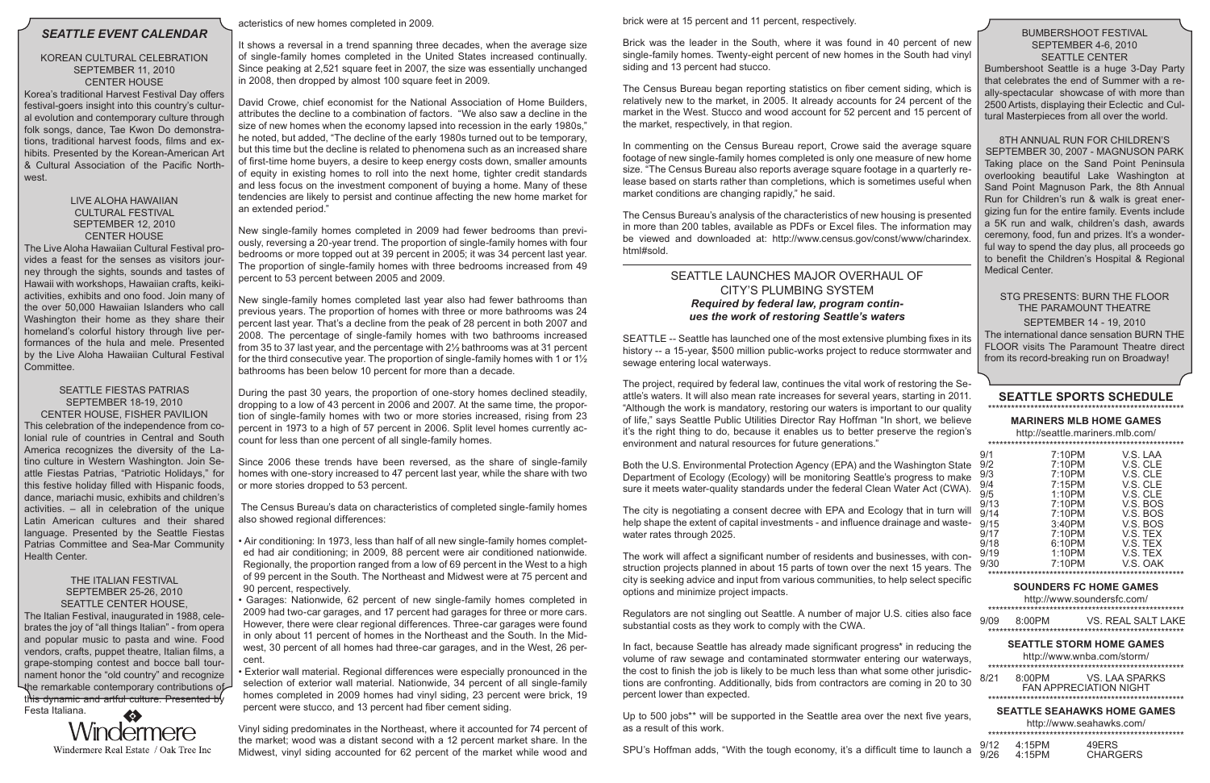## *SEATTLE EVENT CALENDAR*

### KOREAN CULTURAL CELEBRATION
SEPTEMBER 11, 2010
CENTER HOUSE

Korea's traditional Harvest Festival Day offers festival-goers insight into this country's cultural evolution and contemporary culture through folk songs, dance, Tae Kwon Do demonstrations, traditional harvest foods, films and exhibits. Presented by the Korean-American Art & Cultural Association of the Pacific Northwest.

### LIVE ALOHA HAWAIIAN CULTURAL FESTIVAL
SEPTEMBER 12, 2010
CENTER HOUSE

The Live Aloha Hawaiian Cultural Festival provides a feast for the senses as visitors journey through the sights, sounds and tastes of Hawaii with workshops, Hawaiian crafts, keiki-activities, exhibits and ono food. Join many of the over 50,000 Hawaiian Islanders who call Washington their home as they share their homeland's colorful history through live performances of the hula and mele. Presented by the Live Aloha Hawaiian Cultural Festival Committee.

### SEATTLE FIESTAS PATRIAS
SEPTEMBER 18-19, 2010
CENTER HOUSE, FISHER PAVILION

This celebration of the independence from colonial rule of countries in Central and South America recognizes the diversity of the Latino culture in Western Washington. Join Seattle Fiestas Patrias, "Patriotic Holidays," for this festive holiday filled with Hispanic foods, dance, mariachi music, exhibits and children's activities. – all in celebration of the unique Latin American cultures and their shared language. Presented by the Seattle Fiestas Patrias Committee and Sea-Mar Community Health Center.

### THE ITALIAN FESTIVAL
SEPTEMBER 25-26, 2010
SEATTLE CENTER HOUSE,

The Italian Festival, inaugurated in 1988, celebrates the joy of "all things Italian" - from opera and popular music to pasta and wine. Food vendors, crafts, puppet theatre, Italian films, a grape-stomping contest and bocce ball tournament honor the "old country" and recognize the remarkable contemporary contributions of this dynamic and artful culture. Presented by Festa Italiana.

Windermere
Windermere Real Estate / Oak Tree Inc

acteristics of new homes completed in 2009.

It shows a reversal in a trend spanning three decades, when the average size of single-family homes completed in the United States increased continually. Since peaking at 2,521 square feet in 2007, the size was essentially unchanged in 2008, then dropped by almost 100 square feet in 2009.

David Crowe, chief economist for the National Association of Home Builders, attributes the decline to a combination of factors. "We also saw a decline in the size of new homes when the economy lapsed into recession in the early 1980s," he noted, but added, "The decline of the early 1980s turned out to be temporary, but this time but the decline is related to phenomena such as an increased share of first-time home buyers, a desire to keep energy costs down, smaller amounts of equity in existing homes to roll into the next home, tighter credit standards and less focus on the investment component of buying a home. Many of these tendencies are likely to persist and continue affecting the new home market for an extended period."

New single-family homes completed in 2009 had fewer bedrooms than previously, reversing a 20-year trend. The proportion of single-family homes with four bedrooms or more topped out at 39 percent in 2005; it was 34 percent last year. The proportion of single-family homes with three bedrooms increased from 49 percent to 53 percent between 2005 and 2009.

New single-family homes completed last year also had fewer bathrooms than previous years. The proportion of homes with three or more bathrooms was 24 percent last year. That's a decline from the peak of 28 percent in both 2007 and 2008. The percentage of single-family homes with two bathrooms increased from 35 to 37 last year, and the percentage with 2½ bathrooms was at 31 percent for the third consecutive year. The proportion of single-family homes with 1 or 1½ bathrooms has been below 10 percent for more than a decade.

During the past 30 years, the proportion of one-story homes declined steadily, dropping to a low of 43 percent in 2006 and 2007. At the same time, the proportion of single-family homes with two or more stories increased, rising from 23 percent in 1973 to a high of 57 percent in 2006. Split level homes currently account for less than one percent of all single-family homes.

Since 2006 these trends have been reversed, as the share of single-family homes with one-story increased to 47 percent last year, while the share with two or more stories dropped to 53 percent.

The Census Bureau's data on characteristics of completed single-family homes also showed regional differences:

- Air conditioning: In 1973, less than half of all new single-family homes completed had air conditioning; in 2009, 88 percent were air conditioned nationwide. Regionally, the proportion ranged from a low of 69 percent in the West to a high of 99 percent in the South. The Northeast and Midwest were at 75 percent and 90 percent, respectively.
- Garages: Nationwide, 62 percent of new single-family homes completed in 2009 had two-car garages, and 17 percent had garages for three or more cars. However, there were clear regional differences. Three-car garages were found in only about 11 percent of homes in the Northeast and the South. In the Midwest, 30 percent of all homes had three-car garages, and in the West, 26 percent.
- Exterior wall material. Regional differences were especially pronounced in the selection of exterior wall material. Nationwide, 34 percent of all single-family homes completed in 2009 have vinyl siding, 23 percent were brick, 19 percent were stucco, and 13 percent had fiber cement siding.

Vinyl siding predominates in the Northeast, where it accounted for 74 percent of the market; wood was a distant second with a 12 percent market share. In the Midwest, vinyl siding accounted for 62 percent of the market while wood and brick were at 15 percent and 11 percent, respectively.

Brick was the leader in the South, where it was found in 40 percent of new single-family homes. Twenty-eight percent of new homes in the South had vinyl siding and 13 percent had stucco.

The Census Bureau began reporting statistics on fiber cement siding, which is relatively new to the market, in 2005. It already accounts for 24 percent of the market in the West. Stucco and wood account for 52 percent and 15 percent of the market, respectively, in that region.

In commenting on the Census Bureau report, Crowe said the average square footage of new single-family homes completed is only one measure of new home size. "The Census Bureau also reports average square footage in a quarterly release based on starts rather than completions, which is sometimes useful when market conditions are changing rapidly," he said.

The Census Bureau's analysis of the characteristics of new housing is presented in more than 200 tables, available as PDFs or Excel files. The information may be viewed and downloaded at: http://www.census.gov/const/www/charindex.html#sold.

## SEATTLE LAUNCHES MAJOR OVERHAUL OF CITY'S PLUMBING SYSTEM
### *Required by federal law, program continues the work of restoring Seattle's waters*

SEATTLE -- Seattle has launched one of the most extensive plumbing fixes in its history -- a 15-year, $500 million public-works project to reduce stormwater and sewage entering local waterways.

The project, required by federal law, continues the vital work of restoring the Seattle's waters. It will also mean rate increases for several years, starting in 2011. "Although the work is mandatory, restoring our waters is important to our quality of life," says Seattle Public Utilities Director Ray Hoffman "In short, we believe it's the right thing to do, because it enables us to better preserve the region's environment and natural resources for future generations."

Both the U.S. Environmental Protection Agency (EPA) and the Washington State Department of Ecology (Ecology) will be monitoring Seattle's progress to make sure it meets water-quality standards under the federal Clean Water Act (CWA).

The city is negotiating a consent decree with EPA and Ecology that in turn will help shape the extent of capital investments - and influence drainage and wastewater rates through 2025.

The work will affect a significant number of residents and businesses, with construction projects planned in about 15 parts of town over the next 15 years. The city is seeking advice and input from various communities, to help select specific options and minimize project impacts.

Regulators are not singling out Seattle. A number of major U.S. cities also face substantial costs as they work to comply with the CWA.

In fact, because Seattle has already made significant progress* in reducing the volume of raw sewage and contaminated stormwater entering our waterways, the cost to finish the job is likely to be much less than what some other jurisdictions are confronting. Additionally, bids from contractors are coming in 20 to 30 percent lower than expected.

Up to 500 jobs** will be supported in the Seattle area over the next five years, as a result of this work.

SPU's Hoffman adds, "With the tough economy, it's a difficult time to launch a

### BUMBERSHOOT FESTIVAL
SEPTEMBER 4-6, 2010
SEATTLE CENTER

Bumbershoot Seattle is a huge 3-Day Party that celebrates the end of Summer with a really-spectacular showcase of with more than 2500 Artists, displaying their Eclectic and Cultural Masterpieces from all over the world.

### 8TH ANNUAL RUN FOR CHILDREN'S
SEPTEMBER 30, 2007 - MAGNUSON PARK

Taking place on the Sand Point Peninsula overlooking beautiful Lake Washington at Sand Point Magnuson Park, the 8th Annual Run for Children's run & walk is great energizing fun for the entire family. Events include a 5K run and walk, children's dash, awards ceremony, food, fun and prizes. It's a wonderful way to spend the day plus, all proceeds go to benefit the Children's Hospital & Regional Medical Center.

### STG PRESENTS: BURN THE FLOOR
THE PARAMOUNT THEATRE
SEPTEMBER 14 - 19, 2010

The international dance sensation BURN THE FLOOR visits The Paramount Theatre direct from its record-breaking run on Broadway!

## SEATTLE SPORTS SCHEDULE

### MARINERS MLB HOME GAMES
http://seattle.mariners.mlb.com/

| | | |
|---|---|---|
| 9/1 | 7:10PM | V.S. LAA |
| 9/2 | 7:10PM | V.S. CLE |
| 9/3 | 7:10PM | V.S. CLE |
| 9/4 | 7:15PM | V.S. CLE |
| 9/5 | 1:10PM | V.S. CLE |
| 9/13 | 7:10PM | V.S. BOS |
| 9/14 | 7:10PM | V.S. BOS |
| 9/15 | 3:40PM | V.S. BOS |
| 9/17 | 7:10PM | V.S. TEX |
| 9/18 | 6:10PM | V.S. TEX |
| 9/19 | 1:10PM | V.S. TEX |
| 9/30 | 7:10PM | V.S. OAK |

### SOUNDERS FC HOME GAMES
http://www.soundersfc.com/

| | | |
|---|---|---|
| 9/09 | 8:00PM | VS. REAL SALT LAKE |

### SEATTLE STORM HOME GAMES
http://www.wnba.com/storm/

| | | |
|---|---|---|
| 8/21 | 8:00PM | VS. LAA SPARKS FAN APPRECIATION NIGHT |

### SEATTLE SEAHAWKS HOME GAMES
http://www.seahawks.com/

| | | |
|---|---|---|
| 9/12 | 4:15PM | 49ERS |
| 9/26 | 4:15PM | CHARGERS |